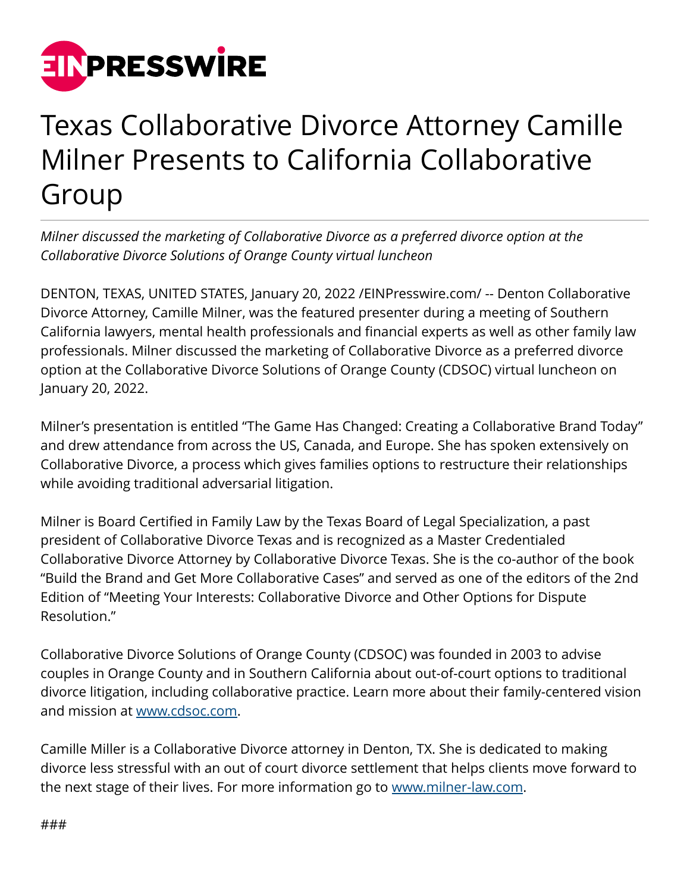# Texas Collaborative Divorce Attorney Camille Milner Presents to California Collaborative Group

*Milner discussed the marketing of Collaborative Divorce as a preferred divorce option at the Collaborative Divorce Solutions of Orange County virtual luncheon*

DENTON, TEXAS, UNITED STATES, January 20, 2022 /EINPresswire.com/ -- Denton Collaborative Divorce Attorney, Camille Milner, was the featured presenter during a meeting of Southern California lawyers, mental health professionals and financial experts as well as other family law professionals. Milner discussed the marketing of Collaborative Divorce as a preferred divorce option at the Collaborative Divorce Solutions of Orange County (CDSOC) virtual luncheon on January 20, 2022.

Milner's presentation is entitled "The Game Has Changed: Creating a Collaborative Brand Today" and drew attendance from across the US, Canada, and Europe. She has spoken extensively on Collaborative Divorce, a process which gives families options to restructure their relationships while avoiding traditional adversarial litigation.

Milner is Board Certified in Family Law by the Texas Board of Legal Specialization, a past president of Collaborative Divorce Texas and is recognized as a Master Credentialed Collaborative Divorce Attorney by Collaborative Divorce Texas. She is the co-author of the book "Build the Brand and Get More Collaborative Cases" and served as one of the editors of the 2nd Edition of "Meeting Your Interests: Collaborative Divorce and Other Options for Dispute Resolution."

Collaborative Divorce Solutions of Orange County (CDSOC) was founded in 2003 to advise couples in Orange County and in Southern California about out-of-court options to traditional divorce litigation, including collaborative practice. Learn more about their family-centered vision and mission at [www.cdsoc.com](http://www.cdsoc.com).

Camille Miller is a Collaborative Divorce attorney in Denton, TX. She is dedicated to making divorce less stressful with an out of court divorce settlement that helps clients move forward to the next stage of their lives. For more information go to [www.milner-law.com](http://www.milner-law.com).

###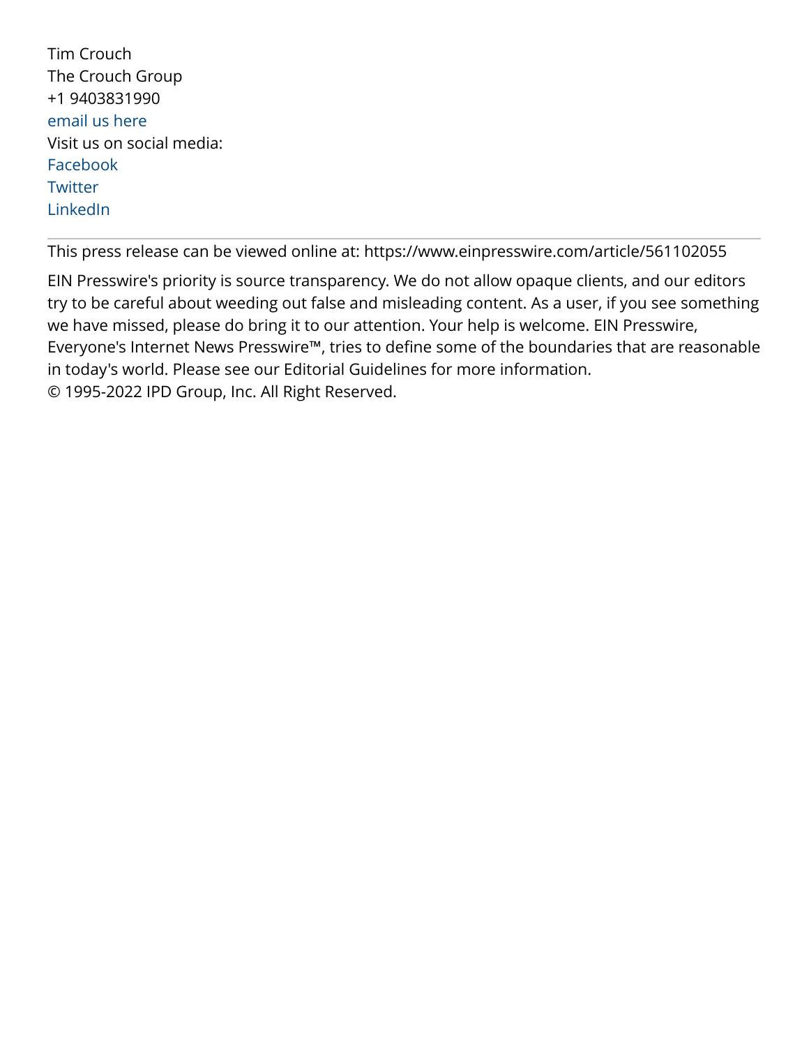Tim Crouch
The Crouch Group
+1 9403831990
email us here
Visit us on social media:
Facebook
Twitter
LinkedIn

---

This press release can be viewed online at: https://www.einpresswire.com/article/561102055

EIN Presswire's priority is source transparency. We do not allow opaque clients, and our editors try to be careful about weeding out false and misleading content. As a user, if you see something we have missed, please do bring it to our attention. Your help is welcome. EIN Presswire, Everyone's Internet News Presswire™, tries to define some of the boundaries that are reasonable in today's world. Please see our Editorial Guidelines for more information.
© 1995-2022 IPD Group, Inc. All Right Reserved.